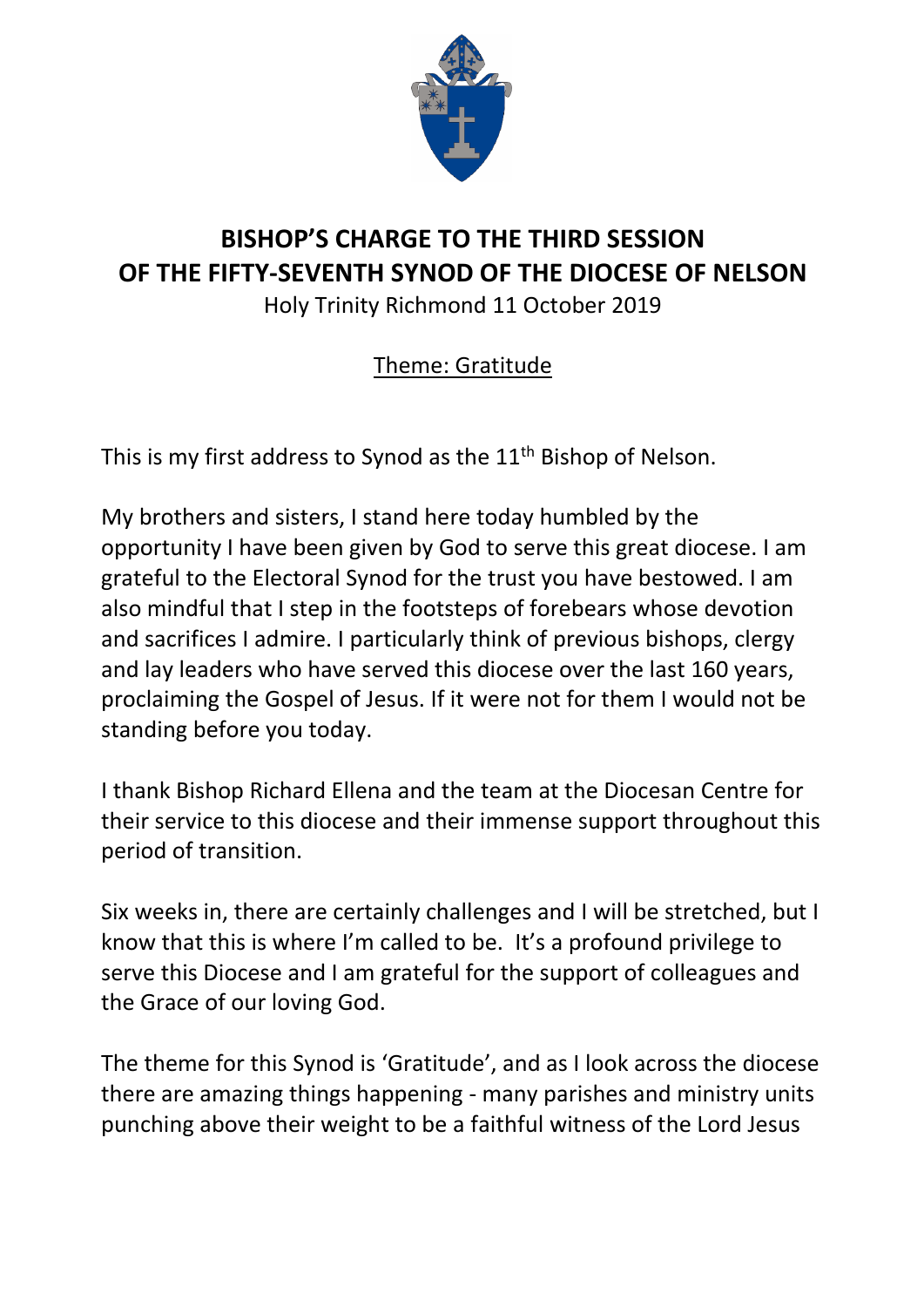# BISHOP'S CHARGE TO THE THIRD SESSION OF THE FIFTY-SEVENTH SYNOD OF THE DIOCESE OF NELSON

Holy Trinity Richmond 11 October 2019

Theme: Gratitude

This is my first address to Synod as the 11th Bishop of Nelson.

My brothers and sisters, I stand here today humbled by the opportunity I have been given by God to serve this great diocese. I am grateful to the Electoral Synod for the trust you have bestowed. I am also mindful that I step in the footsteps of forebears whose devotion and sacrifices I admire. I particularly think of previous bishops, clergy and lay leaders who have served this diocese over the last 160 years, proclaiming the Gospel of Jesus. If it were not for them I would not be standing before you today.

I thank Bishop Richard Ellena and the team at the Diocesan Centre for their service to this diocese and their immense support throughout this period of transition.

Six weeks in, there are certainly challenges and I will be stretched, but I know that this is where I'm called to be. It's a profound privilege to serve this Diocese and I am grateful for the support of colleagues and the Grace of our loving God.

The theme for this Synod is 'Gratitude', and as I look across the diocese there are amazing things happening - many parishes and ministry units punching above their weight to be a faithful witness of the Lord Jesus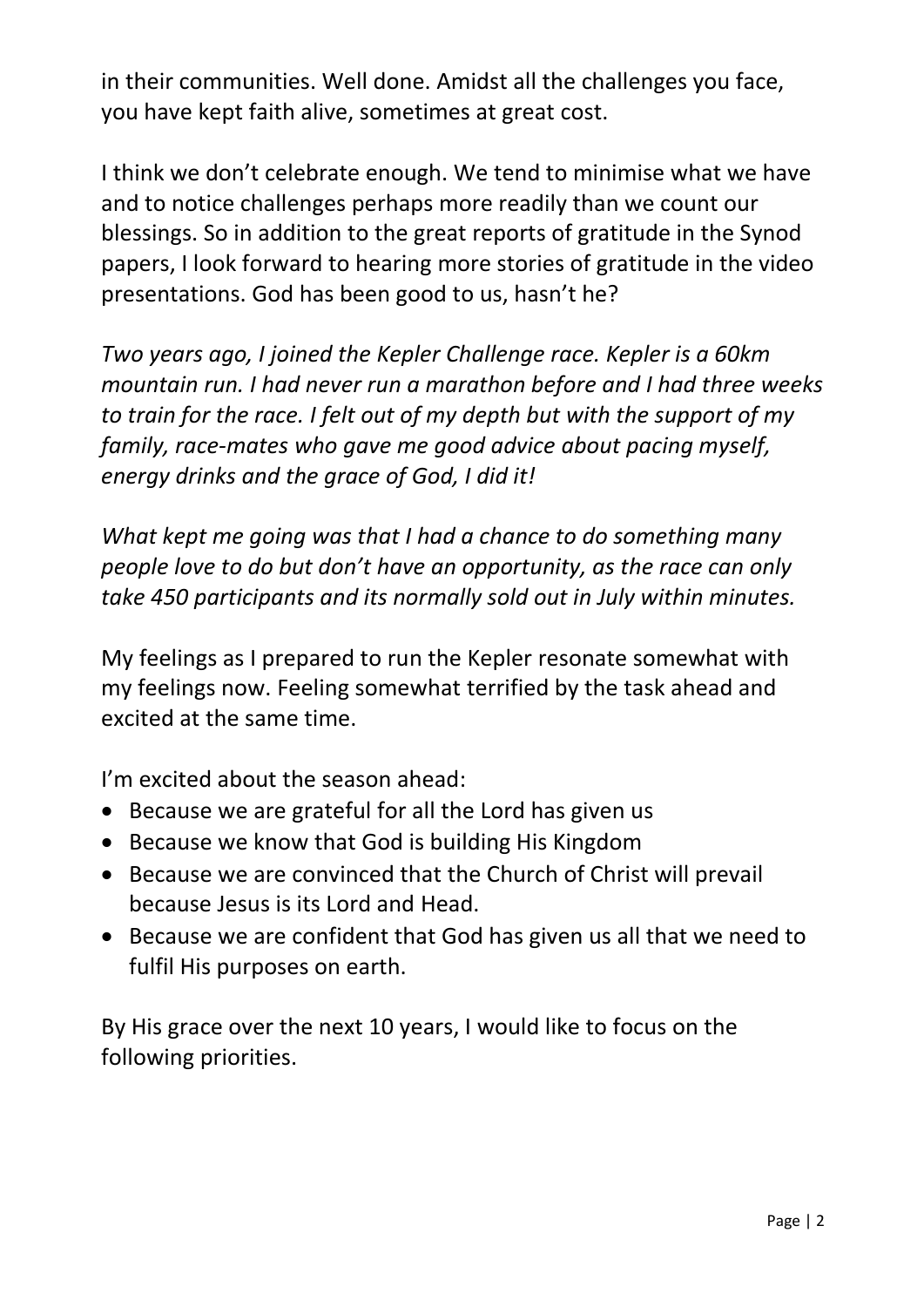in their communities. Well done. Amidst all the challenges you face, you have kept faith alive, sometimes at great cost.

I think we don't celebrate enough. We tend to minimise what we have and to notice challenges perhaps more readily than we count our blessings. So in addition to the great reports of gratitude in the Synod papers, I look forward to hearing more stories of gratitude in the video presentations. God has been good to us, hasn't he?

*Two years ago, I joined the Kepler Challenge race. Kepler is a 60km mountain run. I had never run a marathon before and I had three weeks to train for the race. I felt out of my depth but with the support of my family, race-mates who gave me good advice about pacing myself, energy drinks and the grace of God, I did it!*

*What kept me going was that I had a chance to do something many people love to do but don't have an opportunity, as the race can only take 450 participants and its normally sold out in July within minutes.*

My feelings as I prepared to run the Kepler resonate somewhat with my feelings now. Feeling somewhat terrified by the task ahead and excited at the same time.

I'm excited about the season ahead:

- Because we are grateful for all the Lord has given us
- Because we know that God is building His Kingdom
- Because we are convinced that the Church of Christ will prevail because Jesus is its Lord and Head.
- Because we are confident that God has given us all that we need to fulfil His purposes on earth.

By His grace over the next 10 years, I would like to focus on the following priorities.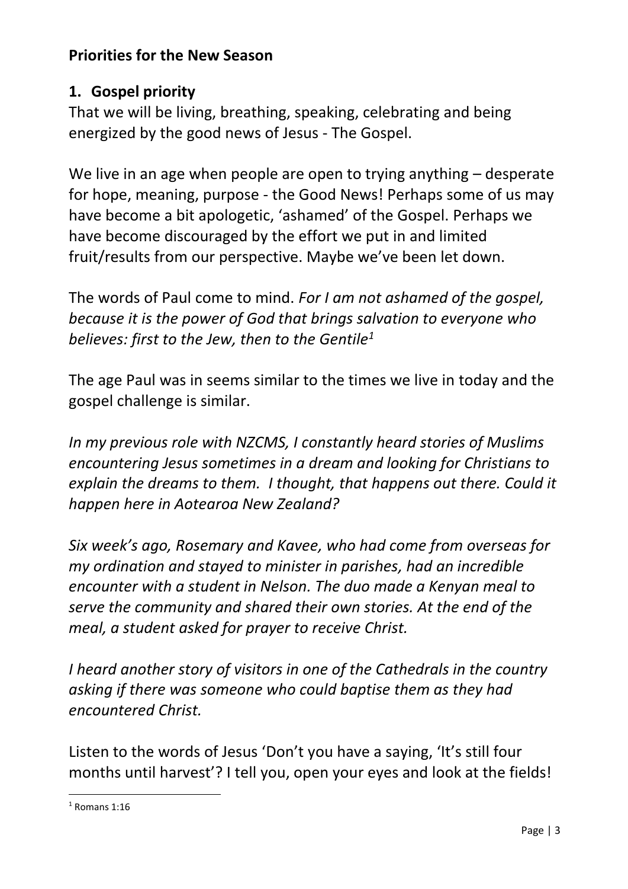**Priorities for the New Season**

## 1. Gospel priority

That we will be living, breathing, speaking, celebrating and being energized by the good news of Jesus - The Gospel.

We live in an age when people are open to trying anything – desperate for hope, meaning, purpose - the Good News! Perhaps some of us may have become a bit apologetic, 'ashamed' of the Gospel. Perhaps we have become discouraged by the effort we put in and limited fruit/results from our perspective. Maybe we've been let down.

The words of Paul come to mind. *For I am not ashamed of the gospel, because it is the power of God that brings salvation to everyone who believes: first to the Jew, then to the Gentile*[1]

The age Paul was in seems similar to the times we live in today and the gospel challenge is similar.

*In my previous role with NZCMS, I constantly heard stories of Muslims encountering Jesus sometimes in a dream and looking for Christians to explain the dreams to them. I thought, that happens out there. Could it happen here in Aotearoa New Zealand?*

*Six week's ago, Rosemary and Kavee, who had come from overseas for my ordination and stayed to minister in parishes, had an incredible encounter with a student in Nelson. The duo made a Kenyan meal to serve the community and shared their own stories. At the end of the meal, a student asked for prayer to receive Christ.*

*I heard another story of visitors in one of the Cathedrals in the country asking if there was someone who could baptise them as they had encountered Christ.*

Listen to the words of Jesus 'Don't you have a saying, 'It's still four months until harvest'? I tell you, open your eyes and look at the fields!

---

[1] Romans 1:16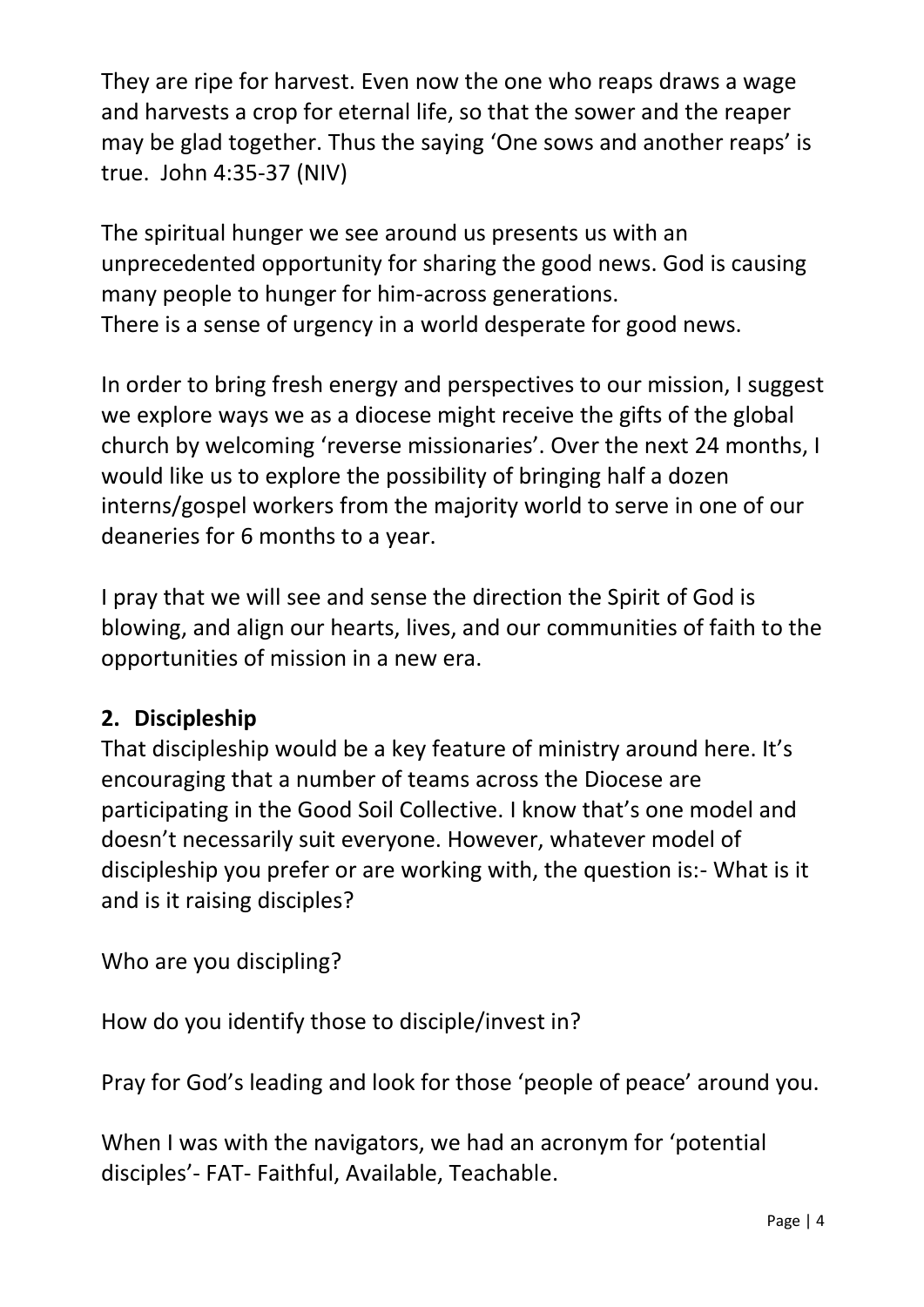They are ripe for harvest. Even now the one who reaps draws a wage and harvests a crop for eternal life, so that the sower and the reaper may be glad together. Thus the saying 'One sows and another reaps' is true. John 4:35-37 (NIV)

The spiritual hunger we see around us presents us with an unprecedented opportunity for sharing the good news. God is causing many people to hunger for him-across generations.
There is a sense of urgency in a world desperate for good news.

In order to bring fresh energy and perspectives to our mission, I suggest we explore ways we as a diocese might receive the gifts of the global church by welcoming 'reverse missionaries'. Over the next 24 months, I would like us to explore the possibility of bringing half a dozen interns/gospel workers from the majority world to serve in one of our deaneries for 6 months to a year.

I pray that we will see and sense the direction the Spirit of God is blowing, and align our hearts, lives, and our communities of faith to the opportunities of mission in a new era.

## 2. Discipleship

That discipleship would be a key feature of ministry around here. It's encouraging that a number of teams across the Diocese are participating in the Good Soil Collective. I know that's one model and doesn't necessarily suit everyone. However, whatever model of discipleship you prefer or are working with, the question is:- What is it and is it raising disciples?

Who are you discipling?

How do you identify those to disciple/invest in?

Pray for God's leading and look for those 'people of peace' around you.

When I was with the navigators, we had an acronym for 'potential disciples'- FAT- Faithful, Available, Teachable.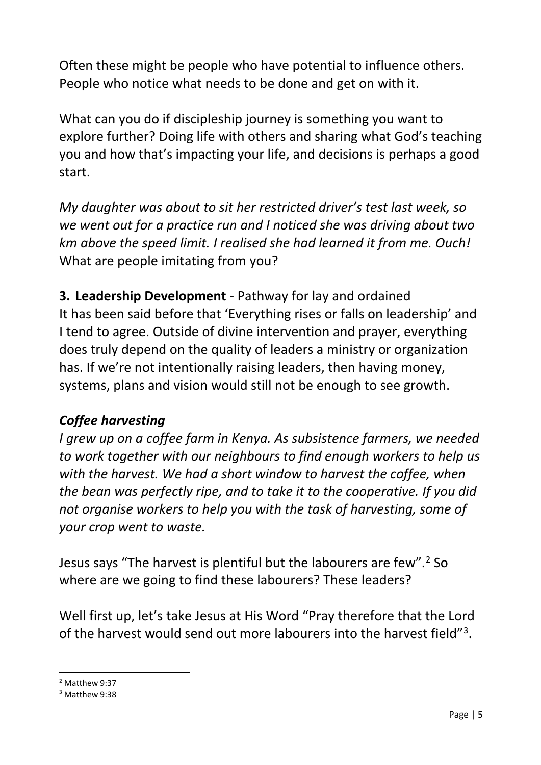Often these might be people who have potential to influence others. People who notice what needs to be done and get on with it.

What can you do if discipleship journey is something you want to explore further? Doing life with others and sharing what God's teaching you and how that's impacting your life, and decisions is perhaps a good start.

*My daughter was about to sit her restricted driver's test last week, so we went out for a practice run and I noticed she was driving about two km above the speed limit. I realised she had learned it from me. Ouch!* What are people imitating from you?

**3. Leadership Development** - Pathway for lay and ordained
It has been said before that 'Everything rises or falls on leadership' and I tend to agree. Outside of divine intervention and prayer, everything does truly depend on the quality of leaders a ministry or organization has. If we're not intentionally raising leaders, then having money, systems, plans and vision would still not be enough to see growth.

***Coffee harvesting***

*I grew up on a coffee farm in Kenya. As subsistence farmers, we needed to work together with our neighbours to find enough workers to help us with the harvest. We had a short window to harvest the coffee, when the bean was perfectly ripe, and to take it to the cooperative. If you did not organise workers to help you with the task of harvesting, some of your crop went to waste.*

Jesus says "The harvest is plentiful but the labourers are few".[2] So where are we going to find these labourers? These leaders?

Well first up, let's take Jesus at His Word "Pray therefore that the Lord of the harvest would send out more labourers into the harvest field"[3].

[2] Matthew 9:37
[3] Matthew 9:38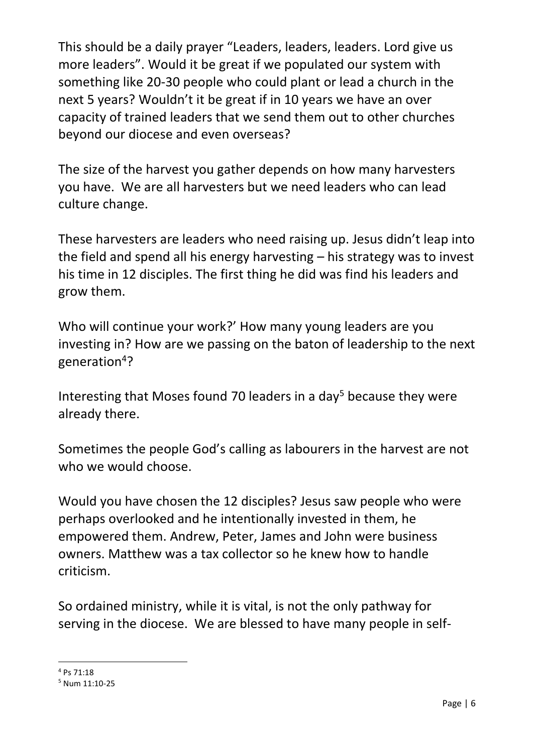This should be a daily prayer "Leaders, leaders, leaders. Lord give us more leaders". Would it be great if we populated our system with something like 20-30 people who could plant or lead a church in the next 5 years? Wouldn't it be great if in 10 years we have an over capacity of trained leaders that we send them out to other churches beyond our diocese and even overseas?

The size of the harvest you gather depends on how many harvesters you have. We are all harvesters but we need leaders who can lead culture change.

These harvesters are leaders who need raising up. Jesus didn't leap into the field and spend all his energy harvesting – his strategy was to invest his time in 12 disciples. The first thing he did was find his leaders and grow them.

Who will continue your work?' How many young leaders are you investing in? How are we passing on the baton of leadership to the next generation[4]?

Interesting that Moses found 70 leaders in a day[5] because they were already there.

Sometimes the people God's calling as labourers in the harvest are not who we would choose.

Would you have chosen the 12 disciples? Jesus saw people who were perhaps overlooked and he intentionally invested in them, he empowered them. Andrew, Peter, James and John were business owners. Matthew was a tax collector so he knew how to handle criticism.

So ordained ministry, while it is vital, is not the only pathway for serving in the diocese. We are blessed to have many people in self-

---

[4] Ps 71:18

[5] Num 11:10-25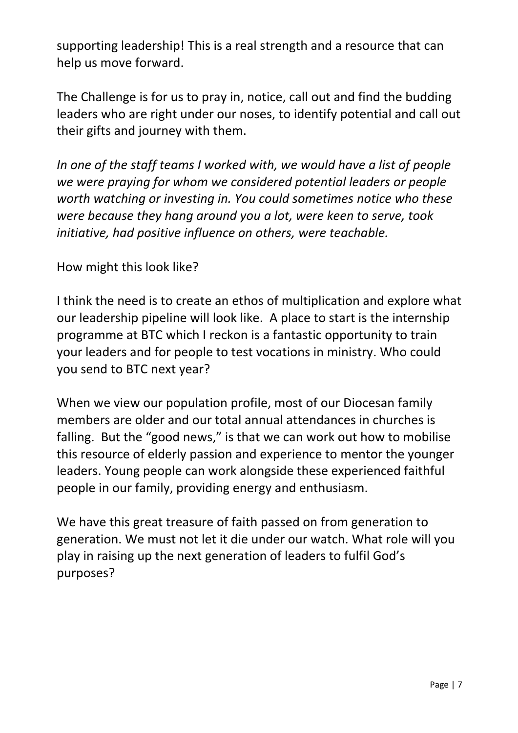supporting leadership! This is a real strength and a resource that can help us move forward.

The Challenge is for us to pray in, notice, call out and find the budding leaders who are right under our noses, to identify potential and call out their gifts and journey with them.

*In one of the staff teams I worked with, we would have a list of people we were praying for whom we considered potential leaders or people worth watching or investing in. You could sometimes notice who these were because they hang around you a lot, were keen to serve, took initiative, had positive influence on others, were teachable.*

How might this look like?

I think the need is to create an ethos of multiplication and explore what our leadership pipeline will look like. A place to start is the internship programme at BTC which I reckon is a fantastic opportunity to train your leaders and for people to test vocations in ministry. Who could you send to BTC next year?

When we view our population profile, most of our Diocesan family members are older and our total annual attendances in churches is falling. But the "good news," is that we can work out how to mobilise this resource of elderly passion and experience to mentor the younger leaders. Young people can work alongside these experienced faithful people in our family, providing energy and enthusiasm.

We have this great treasure of faith passed on from generation to generation. We must not let it die under our watch. What role will you play in raising up the next generation of leaders to fulfil God's purposes?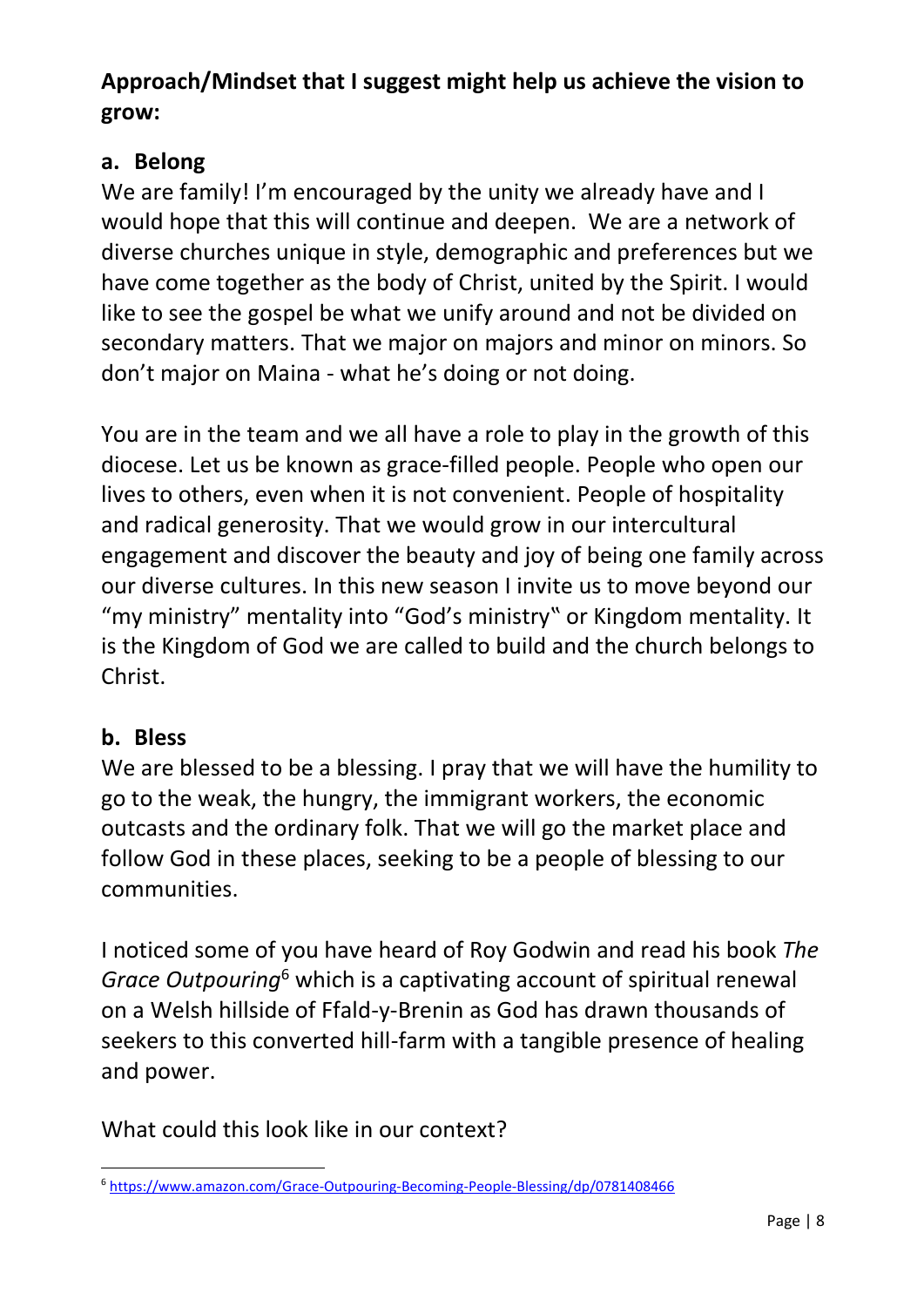**Approach/Mindset that I suggest might help us achieve the vision to grow:**

**a. Belong**

We are family! I'm encouraged by the unity we already have and I would hope that this will continue and deepen. We are a network of diverse churches unique in style, demographic and preferences but we have come together as the body of Christ, united by the Spirit. I would like to see the gospel be what we unify around and not be divided on secondary matters. That we major on majors and minor on minors. So don't major on Maina - what he's doing or not doing.

You are in the team and we all have a role to play in the growth of this diocese. Let us be known as grace-filled people. People who open our lives to others, even when it is not convenient. People of hospitality and radical generosity. That we would grow in our intercultural engagement and discover the beauty and joy of being one family across our diverse cultures. In this new season I invite us to move beyond our "my ministry" mentality into "God's ministry" or Kingdom mentality. It is the Kingdom of God we are called to build and the church belongs to Christ.

**b. Bless**

We are blessed to be a blessing. I pray that we will have the humility to go to the weak, the hungry, the immigrant workers, the economic outcasts and the ordinary folk. That we will go the market place and follow God in these places, seeking to be a people of blessing to our communities.

I noticed some of you have heard of Roy Godwin and read his book *The Grace Outpouring*[6] which is a captivating account of spiritual renewal on a Welsh hillside of Ffald-y-Brenin as God has drawn thousands of seekers to this converted hill-farm with a tangible presence of healing and power.

What could this look like in our context?

---

[6] https://www.amazon.com/Grace-Outpouring-Becoming-People-Blessing/dp/0781408466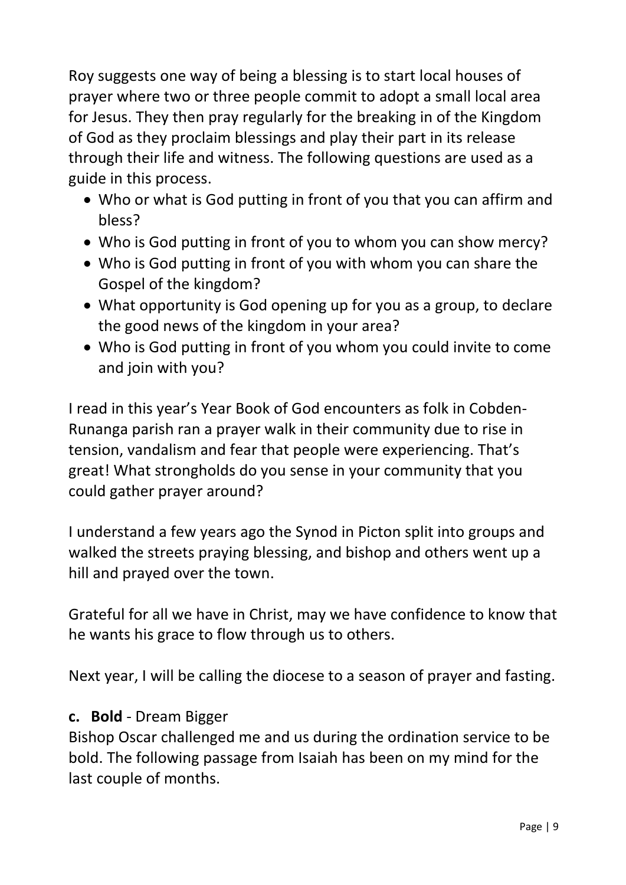Roy suggests one way of being a blessing is to start local houses of prayer where two or three people commit to adopt a small local area for Jesus. They then pray regularly for the breaking in of the Kingdom of God as they proclaim blessings and play their part in its release through their life and witness. The following questions are used as a guide in this process.

- Who or what is God putting in front of you that you can affirm and bless?
- Who is God putting in front of you to whom you can show mercy?
- Who is God putting in front of you with whom you can share the Gospel of the kingdom?
- What opportunity is God opening up for you as a group, to declare the good news of the kingdom in your area?
- Who is God putting in front of you whom you could invite to come and join with you?

I read in this year's Year Book of God encounters as folk in Cobden-Runanga parish ran a prayer walk in their community due to rise in tension, vandalism and fear that people were experiencing. That's great! What strongholds do you sense in your community that you could gather prayer around?

I understand a few years ago the Synod in Picton split into groups and walked the streets praying blessing, and bishop and others went up a hill and prayed over the town.

Grateful for all we have in Christ, may we have confidence to know that he wants his grace to flow through us to others.

Next year, I will be calling the diocese to a season of prayer and fasting.

**c. Bold** - Dream Bigger

Bishop Oscar challenged me and us during the ordination service to be bold. The following passage from Isaiah has been on my mind for the last couple of months.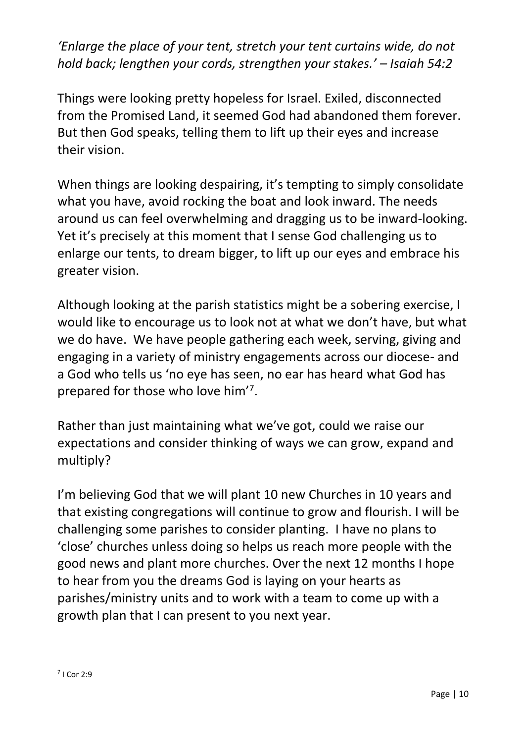*'Enlarge the place of your tent, stretch your tent curtains wide, do not hold back; lengthen your cords, strengthen your stakes.' – Isaiah 54:2*

Things were looking pretty hopeless for Israel. Exiled, disconnected from the Promised Land, it seemed God had abandoned them forever. But then God speaks, telling them to lift up their eyes and increase their vision.

When things are looking despairing, it's tempting to simply consolidate what you have, avoid rocking the boat and look inward. The needs around us can feel overwhelming and dragging us to be inward-looking. Yet it's precisely at this moment that I sense God challenging us to enlarge our tents, to dream bigger, to lift up our eyes and embrace his greater vision.

Although looking at the parish statistics might be a sobering exercise, I would like to encourage us to look not at what we don't have, but what we do have. We have people gathering each week, serving, giving and engaging in a variety of ministry engagements across our diocese- and a God who tells us 'no eye has seen, no ear has heard what God has prepared for those who love him'[7].

Rather than just maintaining what we've got, could we raise our expectations and consider thinking of ways we can grow, expand and multiply?

I'm believing God that we will plant 10 new Churches in 10 years and that existing congregations will continue to grow and flourish. I will be challenging some parishes to consider planting. I have no plans to 'close' churches unless doing so helps us reach more people with the good news and plant more churches. Over the next 12 months I hope to hear from you the dreams God is laying on your hearts as parishes/ministry units and to work with a team to come up with a growth plan that I can present to you next year.

---

[7] I Cor 2:9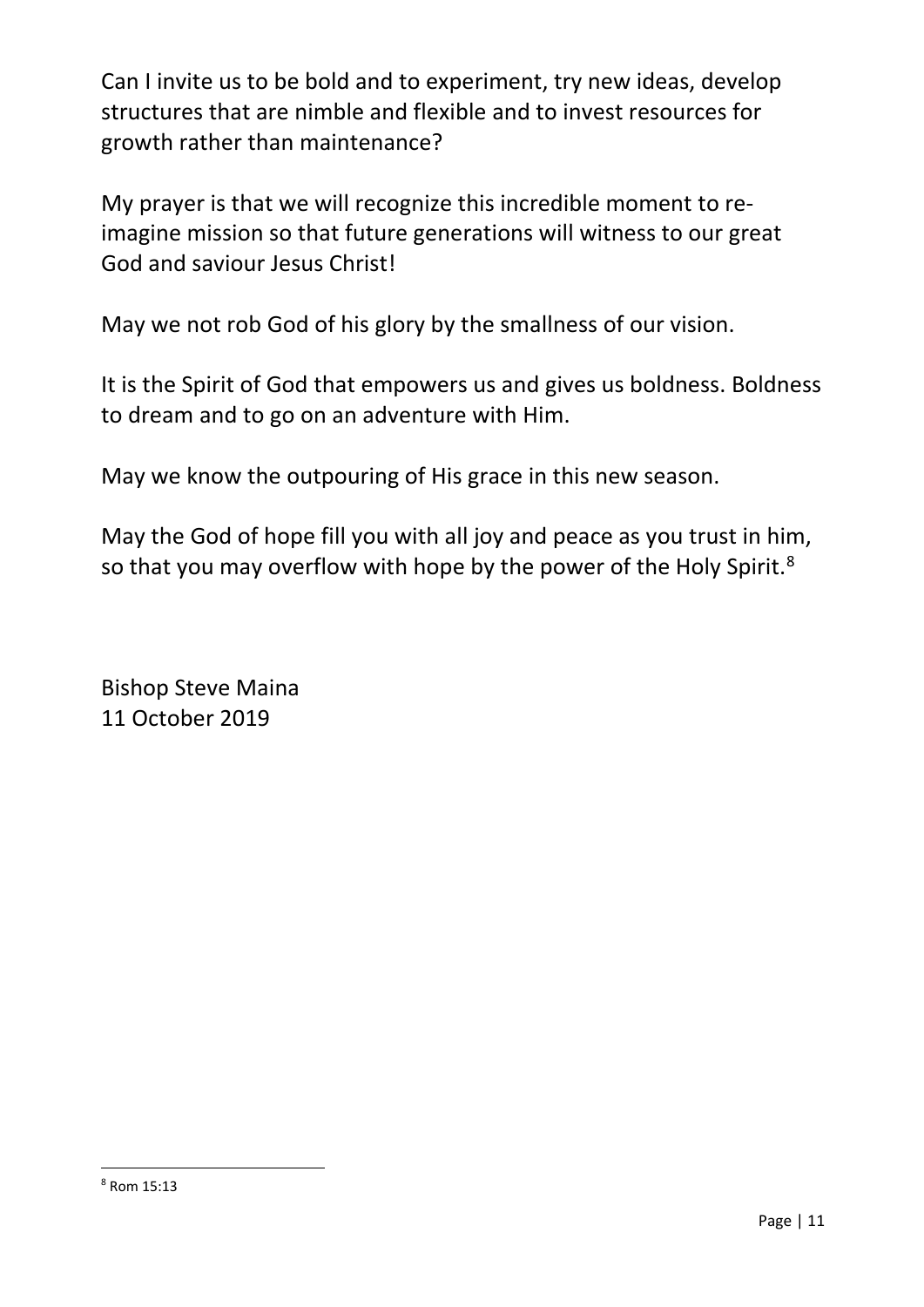Can I invite us to be bold and to experiment, try new ideas, develop structures that are nimble and flexible and to invest resources for growth rather than maintenance?

My prayer is that we will recognize this incredible moment to re-imagine mission so that future generations will witness to our great God and saviour Jesus Christ!

May we not rob God of his glory by the smallness of our vision.

It is the Spirit of God that empowers us and gives us boldness. Boldness to dream and to go on an adventure with Him.

May we know the outpouring of His grace in this new season.

May the God of hope fill you with all joy and peace as you trust in him, so that you may overflow with hope by the power of the Holy Spirit.[8]

Bishop Steve Maina
11 October 2019

---

[8] Rom 15:13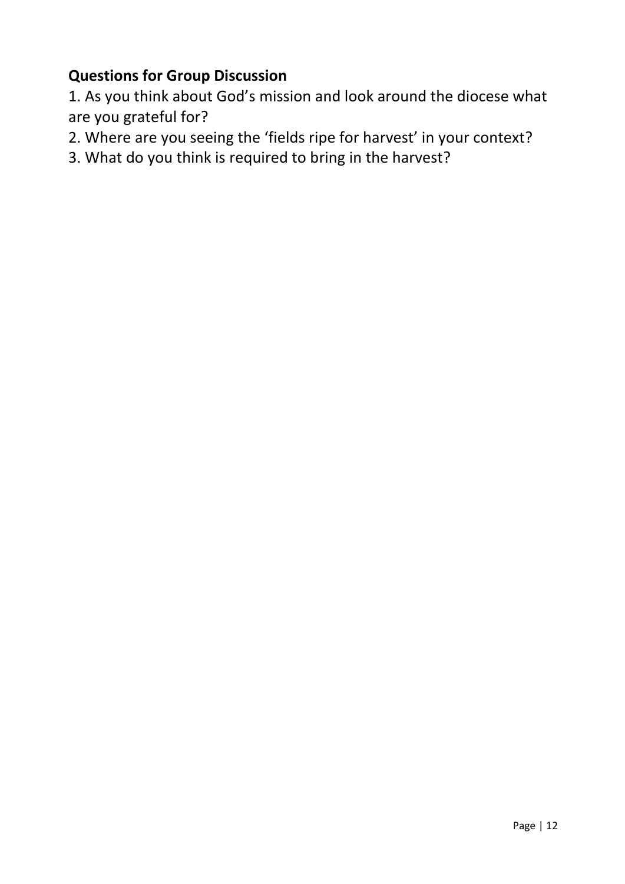**Questions for Group Discussion**

1. As you think about God's mission and look around the diocese what are you grateful for?
2. Where are you seeing the 'fields ripe for harvest' in your context?
3. What do you think is required to bring in the harvest?